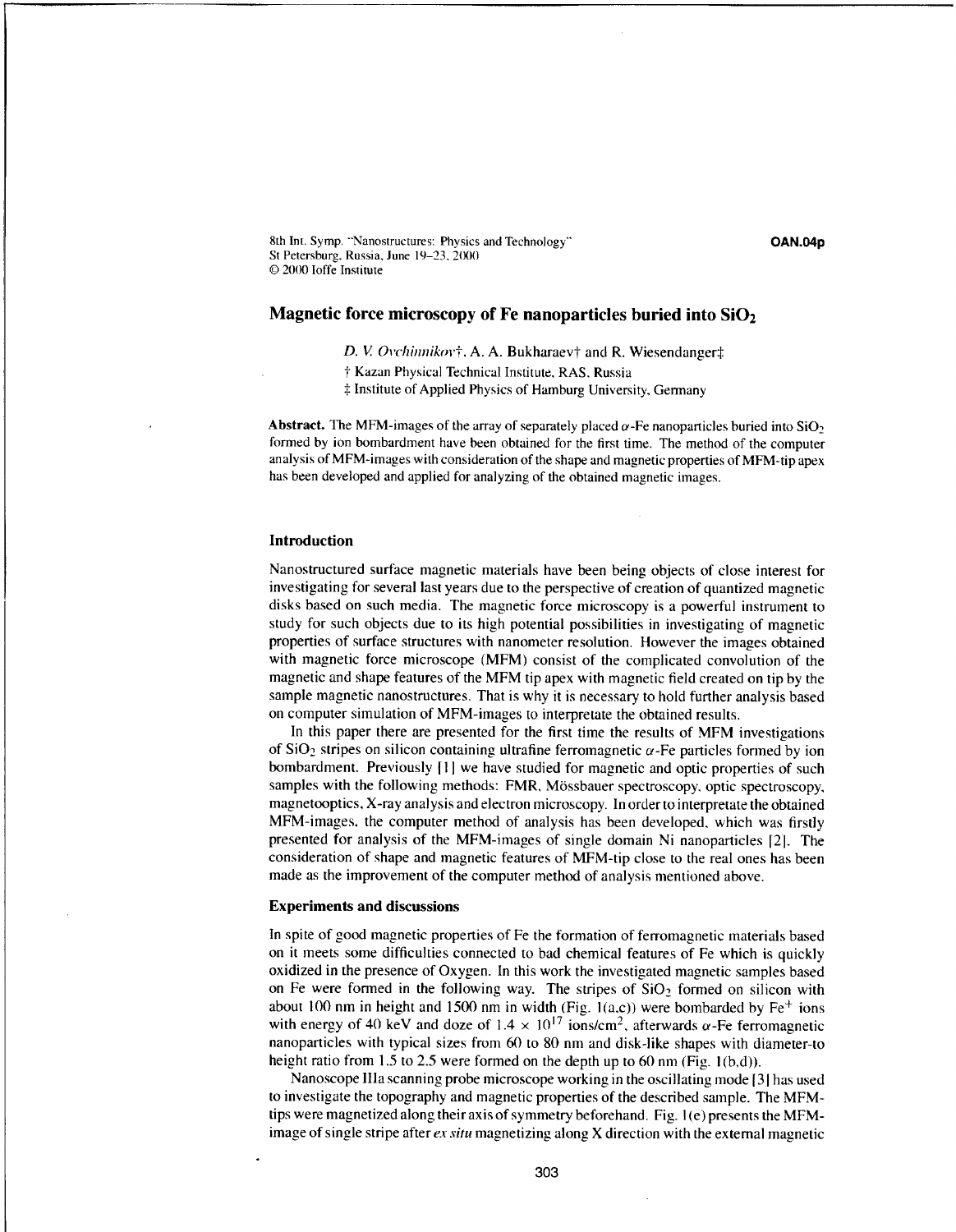8th Int. Symp. "Nanostructures: Physics and Technology"
St Petersburg, Russia, June 19–23, 2000
© 2000 Ioffe Institute

**OAN.04p**

# Magnetic force microscopy of Fe nanoparticles buried into $SiO_2$

*D. V. Ovchinnikov*†, A. A. Bukharaev† and R. Wiesendanger‡

† Kazan Physical Technical Institute, RAS, Russia
‡ Institute of Applied Physics of Hamburg University, Germany

**Abstract.** The MFM-images of the array of separately placed $\alpha$-Fe nanoparticles buried into $SiO_2$ formed by ion bombardment have been obtained for the first time. The method of the computer analysis of MFM-images with consideration of the shape and magnetic properties of MFM-tip apex has been developed and applied for analyzing of the obtained magnetic images.

## Introduction

Nanostructured surface magnetic materials have been being objects of close interest for investigating for several last years due to the perspective of creation of quantized magnetic disks based on such media. The magnetic force microscopy is a powerful instrument to study for such objects due to its high potential possibilities in investigating of magnetic properties of surface structures with nanometer resolution. However the images obtained with magnetic force microscope (MFM) consist of the complicated convolution of the magnetic and shape features of the MFM tip apex with magnetic field created on tip by the sample magnetic nanostructures. That is why it is necessary to hold further analysis based on computer simulation of MFM-images to interpretate the obtained results.

In this paper there are presented for the first time the results of MFM investigations of $SiO_2$ stripes on silicon containing ultrafine ferromagnetic $\alpha$-Fe particles formed by ion bombardment. Previously [1] we have studied for magnetic and optic properties of such samples with the following methods: FMR, Mössbauer spectroscopy, optic spectroscopy, magnetooptics, X-ray analysis and electron microscopy. In order to interpretate the obtained MFM-images, the computer method of analysis has been developed, which was firstly presented for analysis of the MFM-images of single domain Ni nanoparticles [2]. The consideration of shape and magnetic features of MFM-tip close to the real ones has been made as the improvement of the computer method of analysis mentioned above.

## Experiments and discussions

In spite of good magnetic properties of Fe the formation of ferromagnetic materials based on it meets some difficulties connected to bad chemical features of Fe which is quickly oxidized in the presence of Oxygen. In this work the investigated magnetic samples based on Fe were formed in the following way. The stripes of $SiO_2$ formed on silicon with about 100 nm in height and 1500 nm in width (Fig. 1(a,c)) were bombarded by $Fe^+$ ions with energy of 40 keV and doze of $1.4 \times 10^{17}$ ions/cm$^2$, afterwards $\alpha$-Fe ferromagnetic nanoparticles with typical sizes from 60 to 80 nm and disk-like shapes with diameter-to height ratio from 1.5 to 2.5 were formed on the depth up to 60 nm (Fig. 1(b,d)).

Nanoscope IIIa scanning probe microscope working in the oscillating mode [3] has used to investigate the topography and magnetic properties of the described sample. The MFM-tips were magnetized along their axis of symmetry beforehand. Fig. 1(e) presents the MFM-image of single stripe after *ex situ* magnetizing along X direction with the external magnetic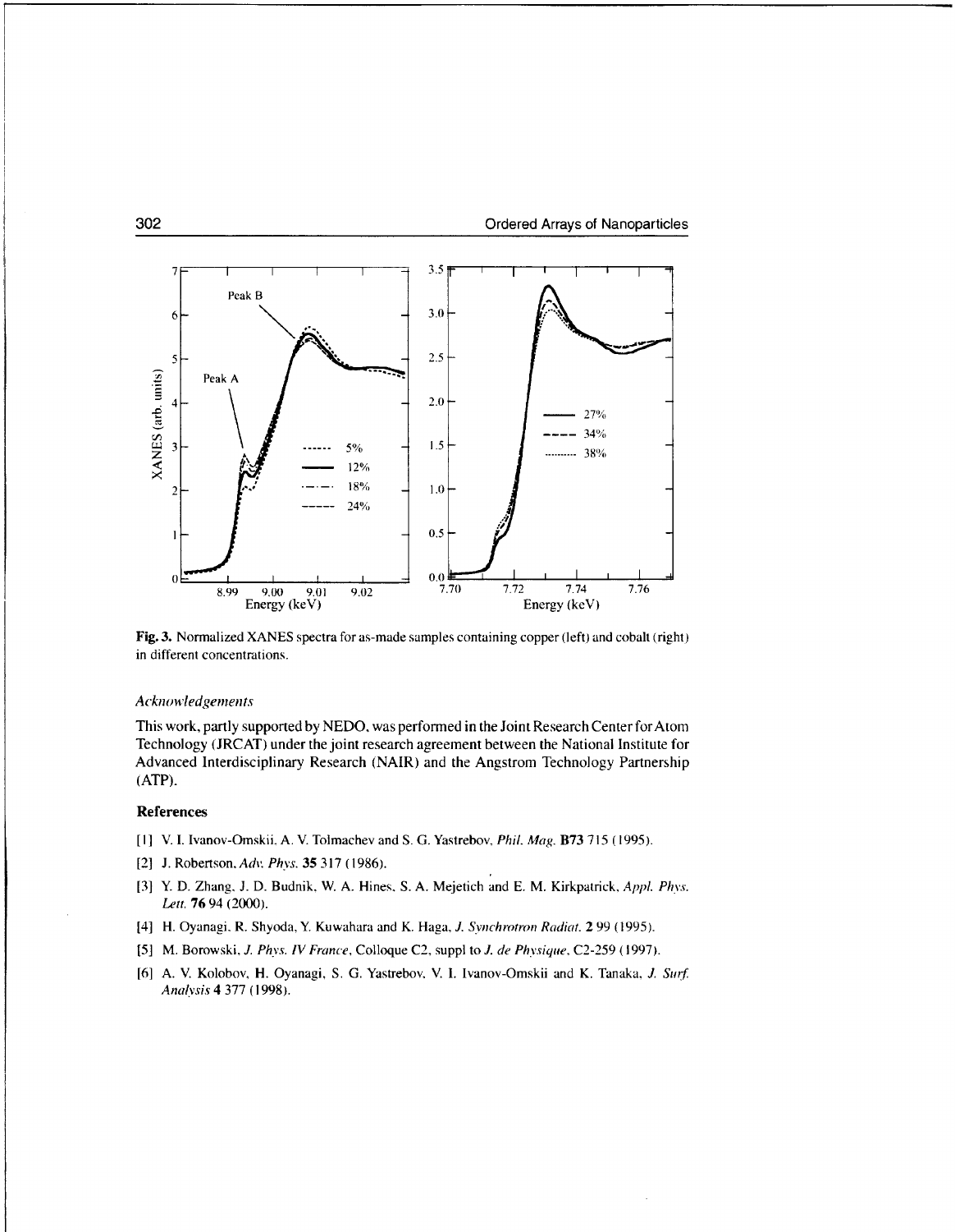**Fig. 3.** Normalized XANES spectra for as-made samples containing copper (left) and cobalt (right) in different concentrations.

### *Acknowledgements*

This work, partly supported by NEDO, was performed in the Joint Research Center for Atom Technology (JRCAT) under the joint research agreement between the National Institute for Advanced Interdisciplinary Research (NAIR) and the Angstrom Technology Partnership (ATP).

## References

[1] V. I. Ivanov-Omskii, A. V. Tolmachev and S. G. Yastrebov, *Phil. Mag.* **B73** 715 (1995).

[2] J. Robertson, *Adv. Phys.* **35** 317 (1986).

[3] Y. D. Zhang, J. D. Budnik, W. A. Hines, S. A. Mejetich and E. M. Kirkpatrick, *Appl. Phys. Lett.* **76** 94 (2000).

[4] H. Oyanagi, R. Shyoda, Y. Kuwahara and K. Haga, *J. Synchrotron Radiat.* **2** 99 (1995).

[5] M. Borowski, *J. Phys. IV France*, Colloque C2, suppl to *J. de Physique*, C2-259 (1997).

[6] A. V. Kolobov, H. Oyanagi, S. G. Yastrebov, V. I. Ivanov-Omskii and K. Tanaka, *J. Surf. Analysis* **4** 377 (1998).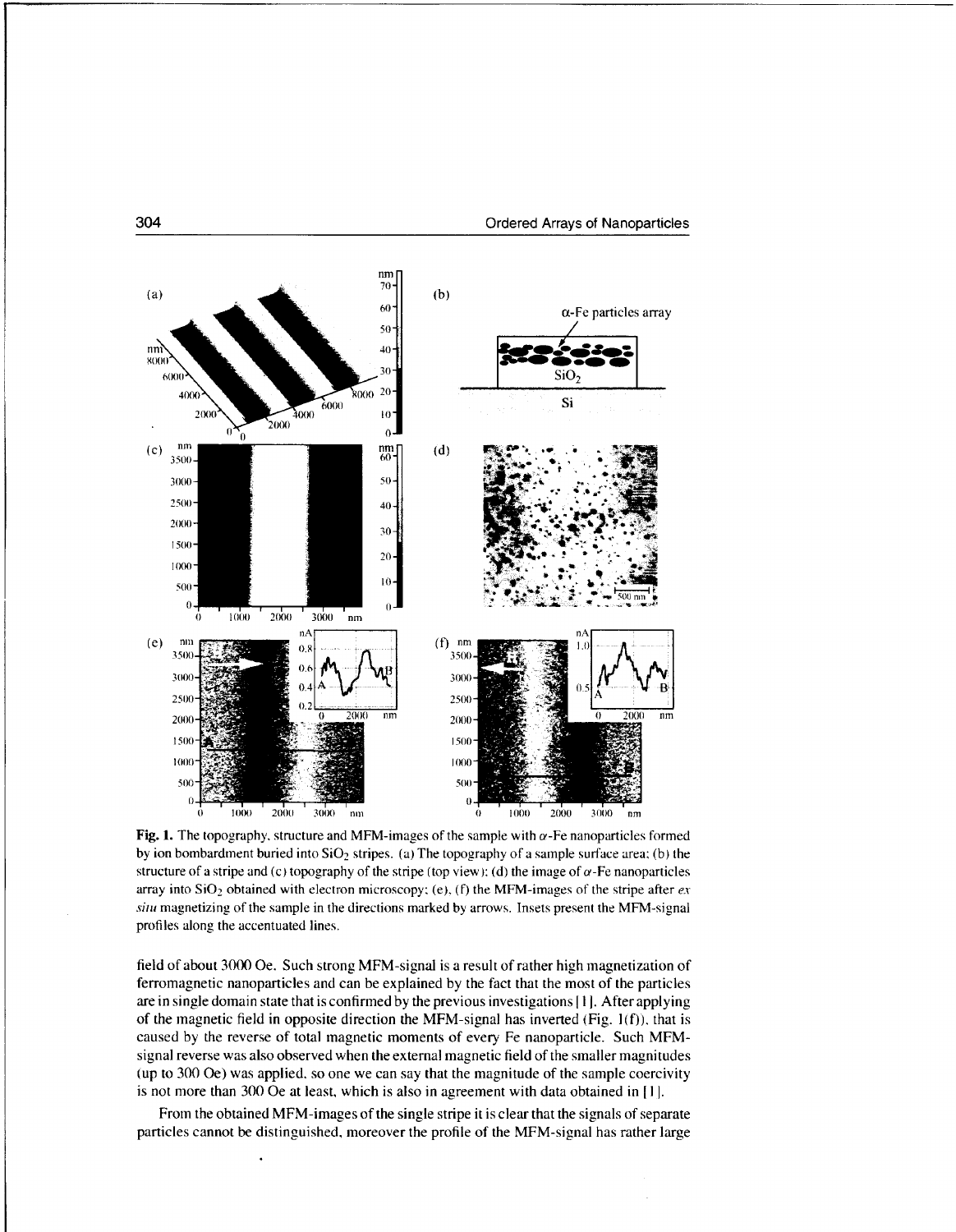**Fig. 1.** The topography, structure and MFM-images of the sample with $\alpha$-Fe nanoparticles formed by ion bombardment buried into $SiO_2$ stripes. (a) The topography of a sample surface area; (b) the structure of a stripe and (c) topography of the stripe (top view); (d) the image of $\alpha$-Fe nanoparticles array into $SiO_2$ obtained with electron microscopy; (e), (f) the MFM-images of the stripe after *ex situ* magnetizing of the sample in the directions marked by arrows. Insets present the MFM-signal profiles along the accentuated lines.

field of about 3000 Oe. Such strong MFM-signal is a result of rather high magnetization of ferromagnetic nanoparticles and can be explained by the fact that the most of the particles are in single domain state that is confirmed by the previous investigations [1]. After applying of the magnetic field in opposite direction the MFM-signal has inverted (Fig. 1(f)), that is caused by the reverse of total magnetic moments of every Fe nanoparticle. Such MFM-signal reverse was also observed when the external magnetic field of the smaller magnitudes (up to 300 Oe) was applied, so one we can say that the magnitude of the sample coercivity is not more than 300 Oe at least, which is also in agreement with data obtained in [1].

From the obtained MFM-images of the single stripe it is clear that the signals of separate particles cannot be distinguished, moreover the profile of the MFM-signal has rather large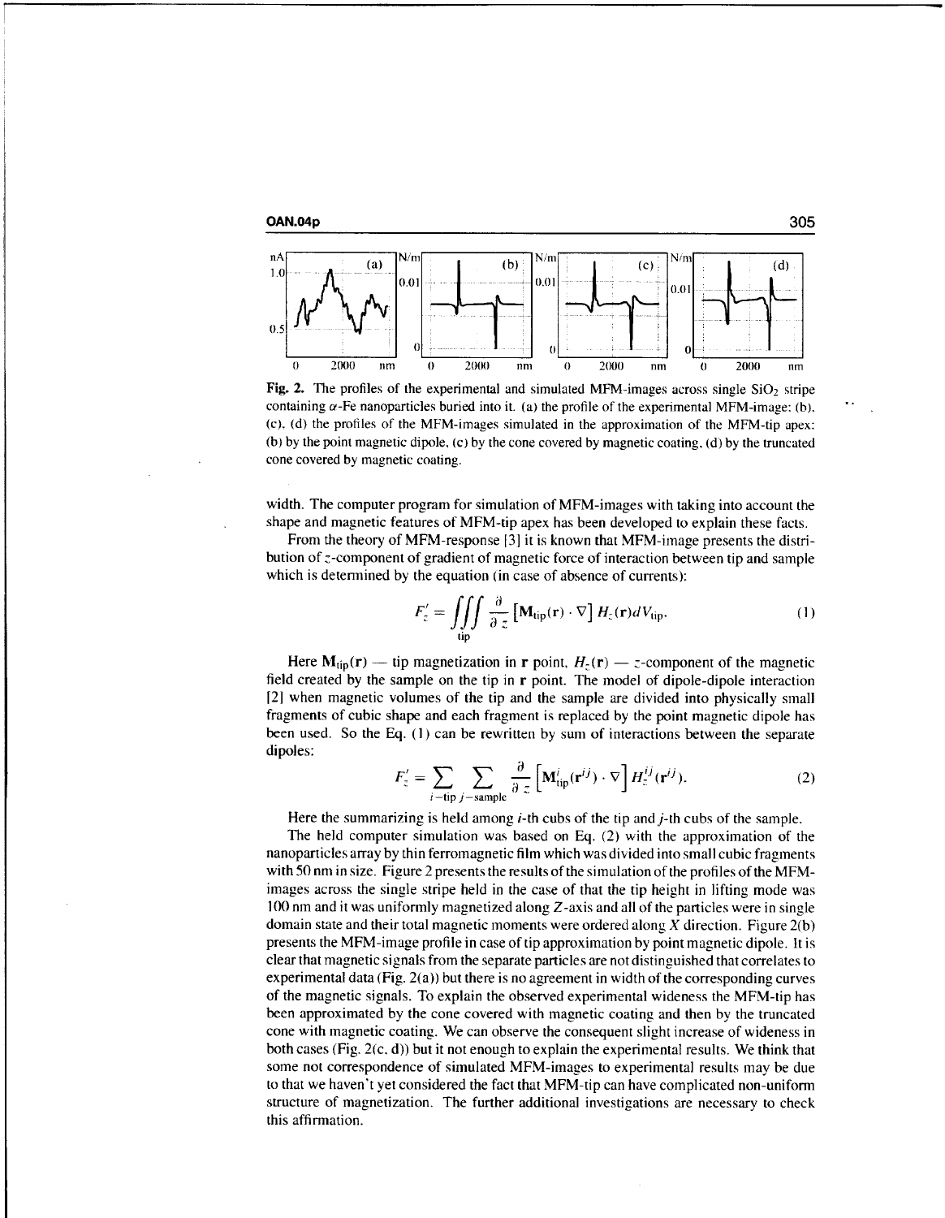**Fig. 2.** The profiles of the experimental and simulated MFM-images across single $SiO_2$ stripe containing $\alpha$-Fe nanoparticles buried into it. (a) the profile of the experimental MFM-image; (b), (c), (d) the profiles of the MFM-images simulated in the approximation of the MFM-tip apex: (b) by the point magnetic dipole, (c) by the cone covered by magnetic coating, (d) by the truncated cone covered by magnetic coating.

width. The computer program for simulation of MFM-images with taking into account the shape and magnetic features of MFM-tip apex has been developed to explain these facts.

From the theory of MFM-response [3] it is known that MFM-image presents the distribution of $z$-component of gradient of magnetic force of interaction between tip and sample which is determined by the equation (in case of absence of currents):

$$F_z' = \iiint_{\text{tip}} \frac{\partial}{\partial z} \left[ \mathbf{M}_{\text{tip}}(\mathbf{r}) \cdot \nabla \right] H_z(\mathbf{r}) dV_{\text{tip}}. \tag{1}$$

Here $\mathbf{M}_{\text{tip}}(\mathbf{r})$ — tip magnetization in $\mathbf{r}$ point, $H_z(\mathbf{r})$ — $z$-component of the magnetic field created by the sample on the tip in $\mathbf{r}$ point. The model of dipole-dipole interaction [2] when magnetic volumes of the tip and the sample are divided into physically small fragments of cubic shape and each fragment is replaced by the point magnetic dipole has been used. So the Eq. (1) can be rewritten by sum of interactions between the separate dipoles:

$$F_z' = \sum_{i-\text{tip}} \sum_{j-\text{sample}} \frac{\partial}{\partial z} \left[ \mathbf{M}_{\text{tip}}^i(\mathbf{r}^{ij}) \cdot \nabla \right] H_z^{ij}(\mathbf{r}^{ij}). \tag{2}$$

Here the summarizing is held among $i$-th cubs of the tip and $j$-th cubs of the sample.

The held computer simulation was based on Eq. (2) with the approximation of the nanoparticles array by thin ferromagnetic film which was divided into small cubic fragments with 50 nm in size. Figure 2 presents the results of the simulation of the profiles of the MFM-images across the single stripe held in the case of that the tip height in lifting mode was 100 nm and it was uniformly magnetized along $Z$-axis and all of the particles were in single domain state and their total magnetic moments were ordered along $X$ direction. Figure 2(b) presents the MFM-image profile in case of tip approximation by point magnetic dipole. It is clear that magnetic signals from the separate particles are not distinguished that correlates to experimental data (Fig. 2(a)) but there is no agreement in width of the corresponding curves of the magnetic signals. To explain the observed experimental wideness the MFM-tip has been approximated by the cone covered with magnetic coating and then by the truncated cone with magnetic coating. We can observe the consequent slight increase of wideness in both cases (Fig. 2(c, d)) but it not enough to explain the experimental results. We think that some not correspondence of simulated MFM-images to experimental results may be due to that we haven't yet considered the fact that MFM-tip can have complicated non-uniform structure of magnetization. The further additional investigations are necessary to check this affirmation.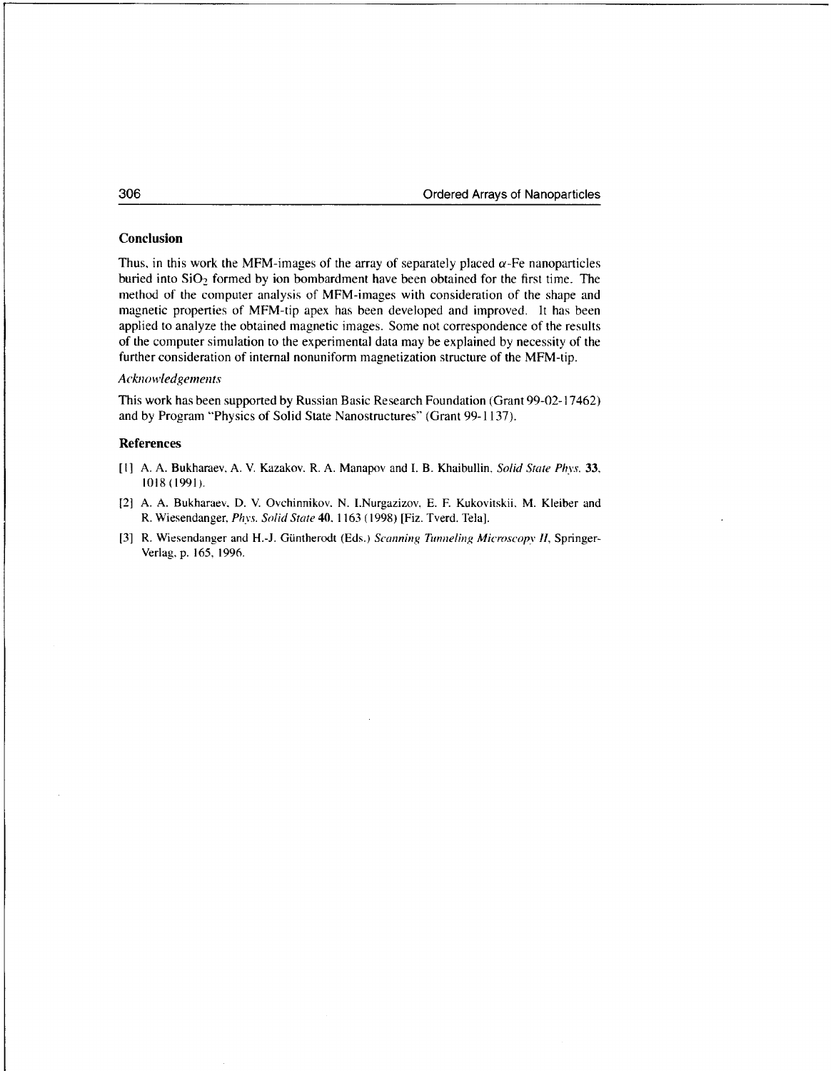## Conclusion

Thus, in this work the MFM-images of the array of separately placed $\alpha$-Fe nanoparticles buried into $SiO_2$ formed by ion bombardment have been obtained for the first time. The method of the computer analysis of MFM-images with consideration of the shape and magnetic properties of MFM-tip apex has been developed and improved. It has been applied to analyze the obtained magnetic images. Some not correspondence of the results of the computer simulation to the experimental data may be explained by necessity of the further consideration of internal nonuniform magnetization structure of the MFM-tip.

*Acknowledgements*

This work has been supported by Russian Basic Research Foundation (Grant 99-02-17462) and by Program "Physics of Solid State Nanostructures" (Grant 99-1137).

## References

[1] A. A. Bukharaev, A. V. Kazakov, R. A. Manapov and I. B. Khaibullin, *Solid State Phys.* **33**, 1018 (1991).

[2] A. A. Bukharaev, D. V. Ovchinnikov, N. I.Nurgazizov, E. F. Kukovitskii, M. Kleiber and R. Wiesendanger, *Phys. Solid State* **40**, 1163 (1998) [Fiz. Tverd. Tela].

[3] R. Wiesendanger and H.-J. Güntherodt (Eds.) *Scanning Tunneling Microscopy II*, Springer-Verlag, p. 165, 1996.